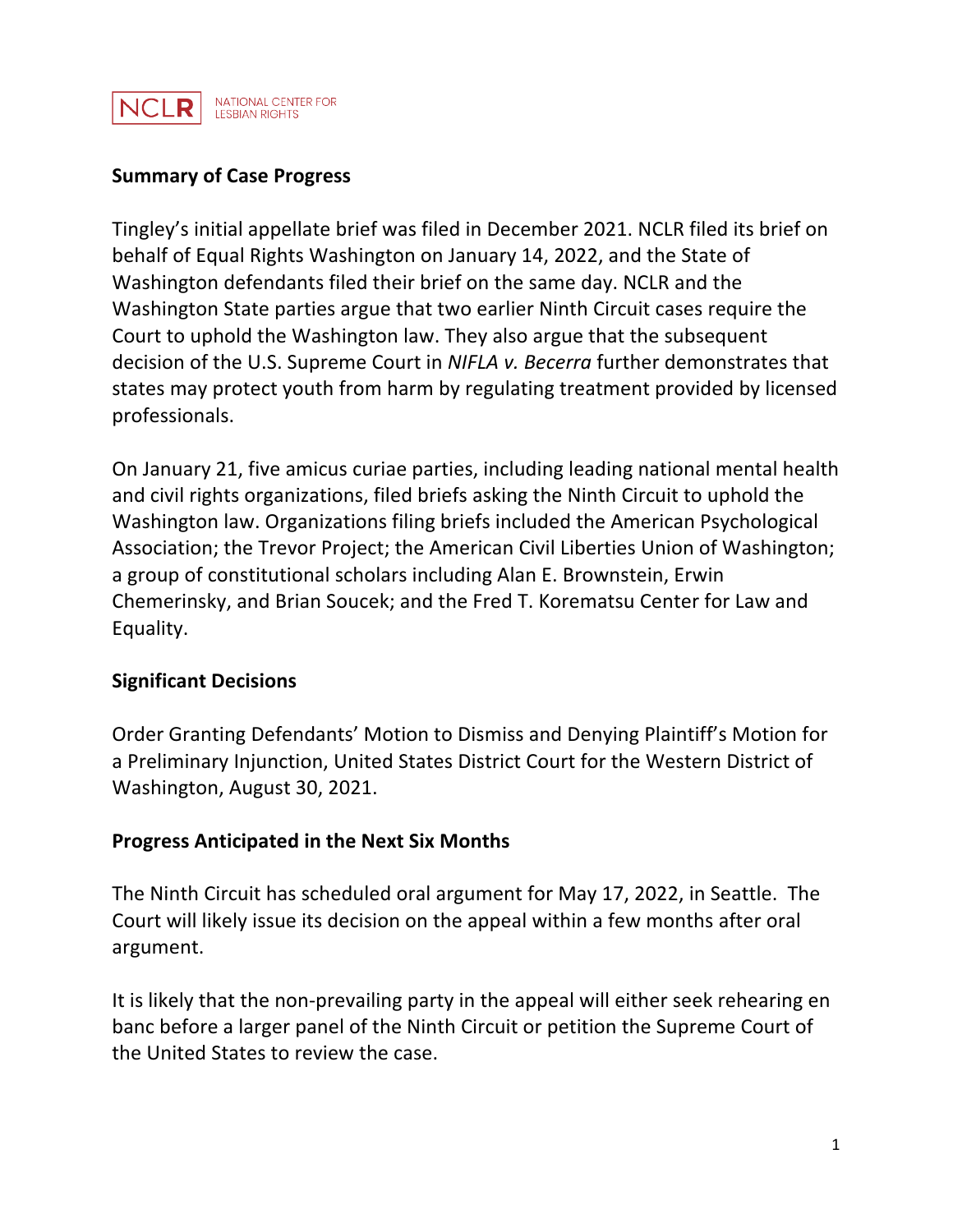NCLR NATIONAL CENTER FOR LESBIAN RIGHTS

**Summary of Case Progress**

Tingley's initial appellate brief was filed in December 2021. NCLR filed its brief on behalf of Equal Rights Washington on January 14, 2022, and the State of Washington defendants filed their brief on the same day. NCLR and the Washington State parties argue that two earlier Ninth Circuit cases require the Court to uphold the Washington law. They also argue that the subsequent decision of the U.S. Supreme Court in *NIFLA v. Becerra* further demonstrates that states may protect youth from harm by regulating treatment provided by licensed professionals.

On January 21, five amicus curiae parties, including leading national mental health and civil rights organizations, filed briefs asking the Ninth Circuit to uphold the Washington law. Organizations filing briefs included the American Psychological Association; the Trevor Project; the American Civil Liberties Union of Washington; a group of constitutional scholars including Alan E. Brownstein, Erwin Chemerinsky, and Brian Soucek; and the Fred T. Korematsu Center for Law and Equality.

**Significant Decisions**

Order Granting Defendants' Motion to Dismiss and Denying Plaintiff's Motion for a Preliminary Injunction, United States District Court for the Western District of Washington, August 30, 2021.

**Progress Anticipated in the Next Six Months**

The Ninth Circuit has scheduled oral argument for May 17, 2022, in Seattle. The Court will likely issue its decision on the appeal within a few months after oral argument.

It is likely that the non-prevailing party in the appeal will either seek rehearing en banc before a larger panel of the Ninth Circuit or petition the Supreme Court of the United States to review the case.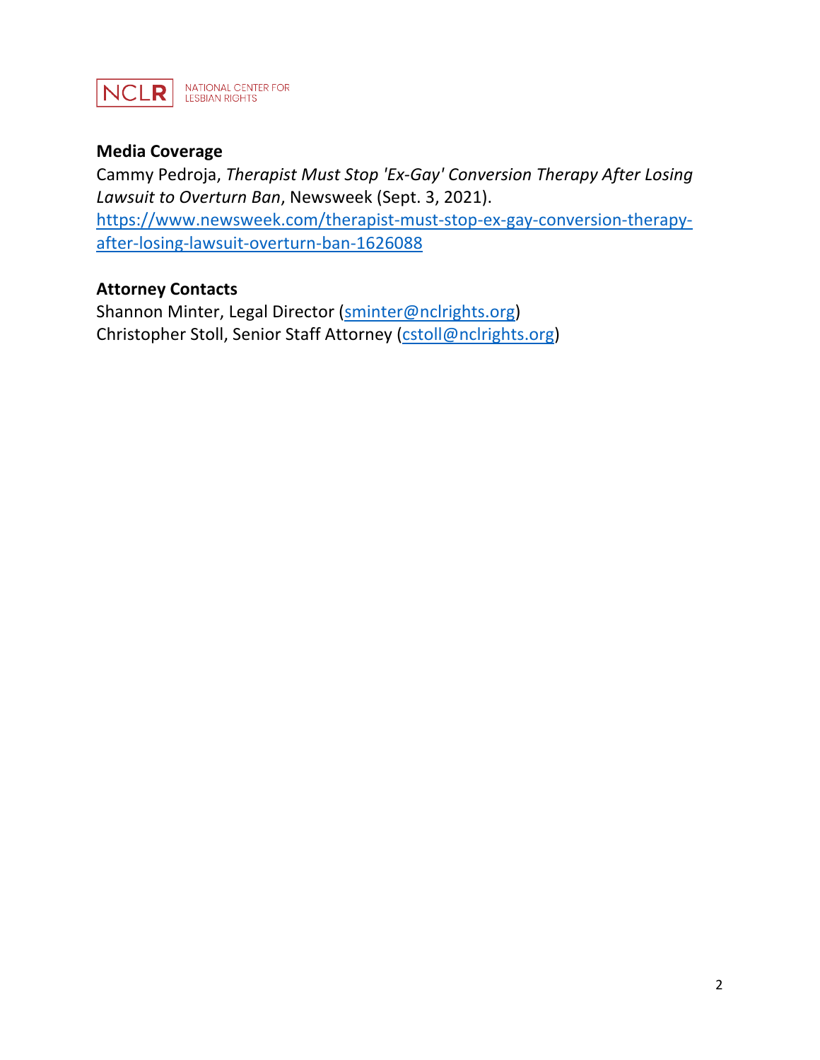NCLR NATIONAL CENTER FOR LESBIAN RIGHTS

**Media Coverage**

Cammy Pedroja, *Therapist Must Stop 'Ex-Gay' Conversion Therapy After Losing Lawsuit to Overturn Ban*, Newsweek (Sept. 3, 2021).
https://www.newsweek.com/therapist-must-stop-ex-gay-conversion-therapy-after-losing-lawsuit-overturn-ban-1626088

**Attorney Contacts**

Shannon Minter, Legal Director (sminter@nclrights.org)
Christopher Stoll, Senior Staff Attorney (cstoll@nclrights.org)